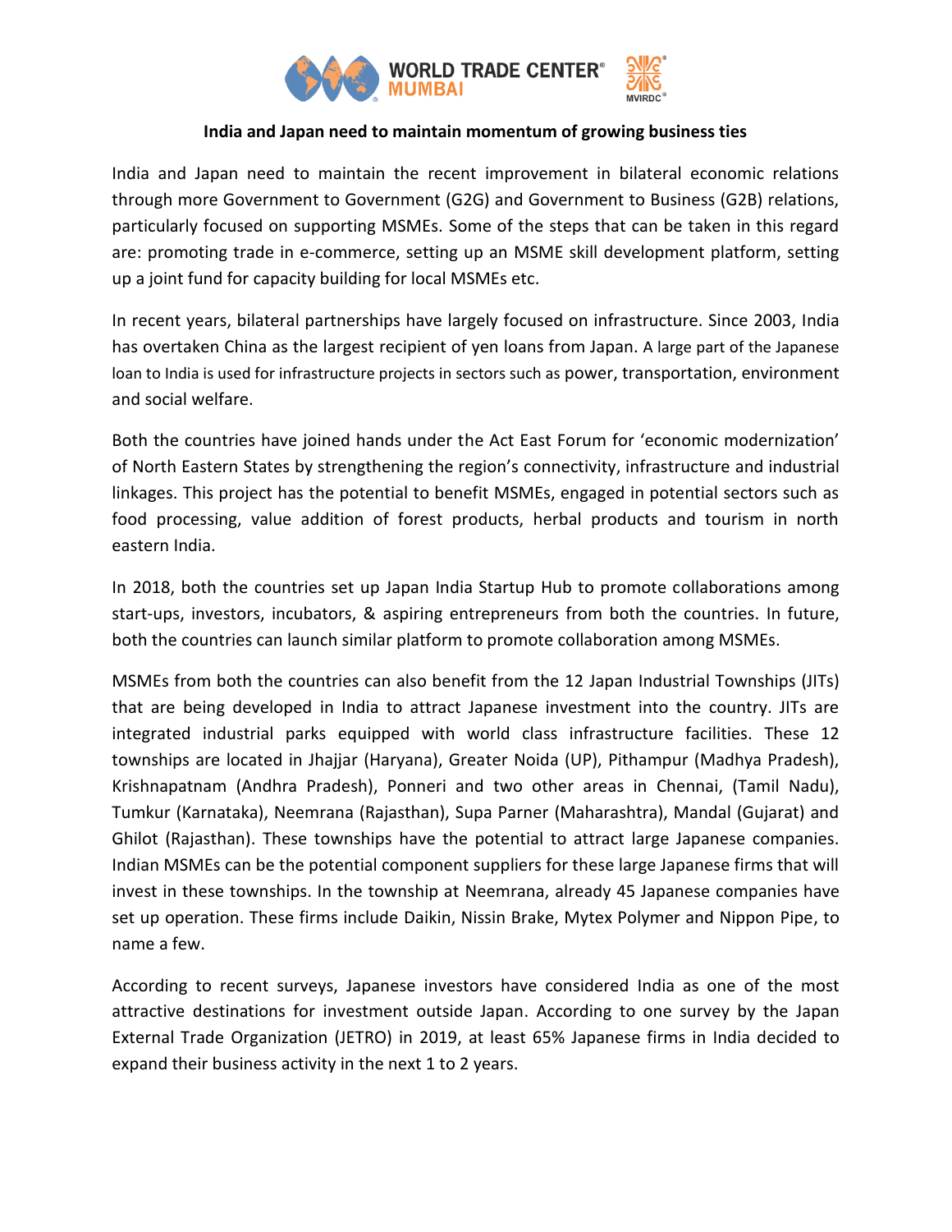**India and Japan need to maintain momentum of growing business ties**

India and Japan need to maintain the recent improvement in bilateral economic relations through more Government to Government (G2G) and Government to Business (G2B) relations, particularly focused on supporting MSMEs. Some of the steps that can be taken in this regard are: promoting trade in e-commerce, setting up an MSME skill development platform, setting up a joint fund for capacity building for local MSMEs etc.

In recent years, bilateral partnerships have largely focused on infrastructure. Since 2003, India has overtaken China as the largest recipient of yen loans from Japan. A large part of the Japanese loan to India is used for infrastructure projects in sectors such as power, transportation, environment and social welfare.

Both the countries have joined hands under the Act East Forum for 'economic modernization' of North Eastern States by strengthening the region's connectivity, infrastructure and industrial linkages. This project has the potential to benefit MSMEs, engaged in potential sectors such as food processing, value addition of forest products, herbal products and tourism in north eastern India.

In 2018, both the countries set up Japan India Startup Hub to promote collaborations among start-ups, investors, incubators, & aspiring entrepreneurs from both the countries. In future, both the countries can launch similar platform to promote collaboration among MSMEs.

MSMEs from both the countries can also benefit from the 12 Japan Industrial Townships (JITs) that are being developed in India to attract Japanese investment into the country. JITs are integrated industrial parks equipped with world class infrastructure facilities. These 12 townships are located in Jhajjar (Haryana), Greater Noida (UP), Pithampur (Madhya Pradesh), Krishnapatnam (Andhra Pradesh), Ponneri and two other areas in Chennai, (Tamil Nadu), Tumkur (Karnataka), Neemrana (Rajasthan), Supa Parner (Maharashtra), Mandal (Gujarat) and Ghilot (Rajasthan). These townships have the potential to attract large Japanese companies. Indian MSMEs can be the potential component suppliers for these large Japanese firms that will invest in these townships. In the township at Neemrana, already 45 Japanese companies have set up operation. These firms include Daikin, Nissin Brake, Mytex Polymer and Nippon Pipe, to name a few.

According to recent surveys, Japanese investors have considered India as one of the most attractive destinations for investment outside Japan. According to one survey by the Japan External Trade Organization (JETRO) in 2019, at least 65% Japanese firms in India decided to expand their business activity in the next 1 to 2 years.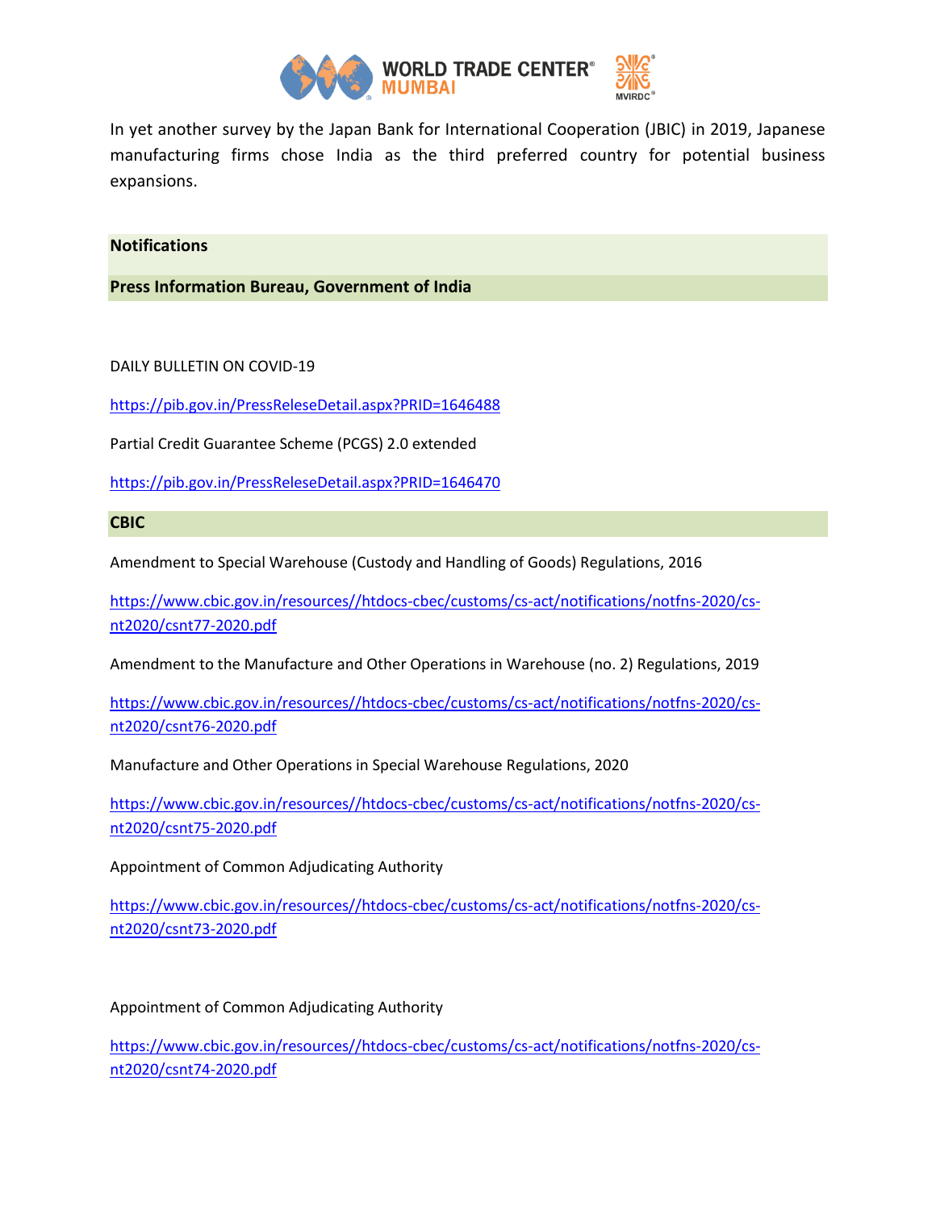In yet another survey by the Japan Bank for International Cooperation (JBIC) in 2019, Japanese manufacturing firms chose India as the third preferred country for potential business expansions.

## Notifications

### Press Information Bureau, Government of India

DAILY BULLETIN ON COVID-19

https://pib.gov.in/PressReleseDetail.aspx?PRID=1646488

Partial Credit Guarantee Scheme (PCGS) 2.0 extended

https://pib.gov.in/PressReleseDetail.aspx?PRID=1646470

### CBIC

Amendment to Special Warehouse (Custody and Handling of Goods) Regulations, 2016

https://www.cbic.gov.in/resources//htdocs-cbec/customs/cs-act/notifications/notfns-2020/cs-nt2020/csnt77-2020.pdf

Amendment to the Manufacture and Other Operations in Warehouse (no. 2) Regulations, 2019

https://www.cbic.gov.in/resources//htdocs-cbec/customs/cs-act/notifications/notfns-2020/cs-nt2020/csnt76-2020.pdf

Manufacture and Other Operations in Special Warehouse Regulations, 2020

https://www.cbic.gov.in/resources//htdocs-cbec/customs/cs-act/notifications/notfns-2020/cs-nt2020/csnt75-2020.pdf

Appointment of Common Adjudicating Authority

https://www.cbic.gov.in/resources//htdocs-cbec/customs/cs-act/notifications/notfns-2020/cs-nt2020/csnt73-2020.pdf

Appointment of Common Adjudicating Authority

https://www.cbic.gov.in/resources//htdocs-cbec/customs/cs-act/notifications/notfns-2020/cs-nt2020/csnt74-2020.pdf